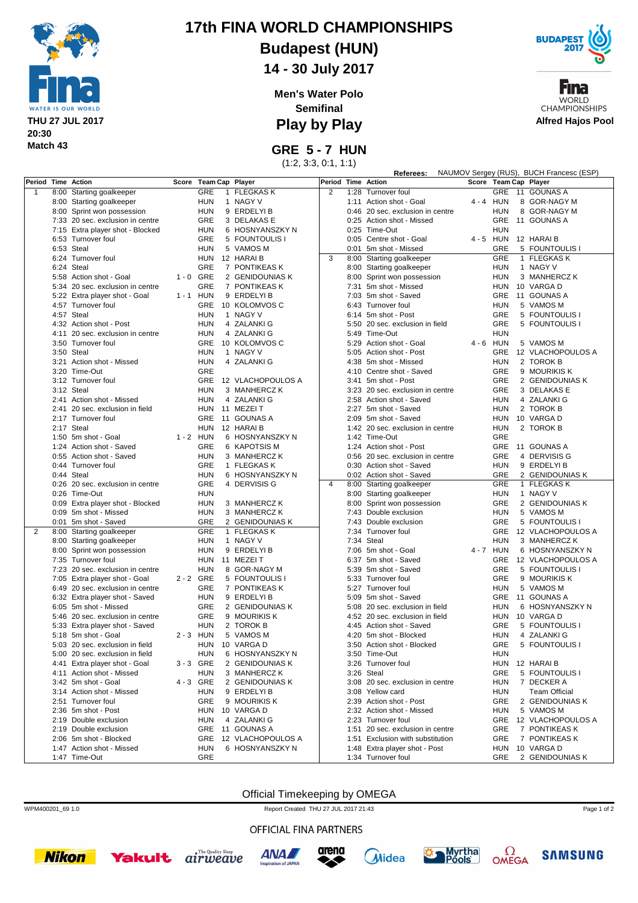# 17th FINA WORLD CHAMPIONSHIPS

## Budapest (HUN)

## 14 - 30 July 2017

**THU 27 JUL 2017**
**20:30**
**Match 43**

**Men's Water Polo**
**Semifinal**

## Play by Play

**Alfred Hajos Pool**

## GRE 5 - 7 HUN

(1:2, 3:3, 0:1, 1:1)

**Referees:** NAUMOV Sergey (RUS), BUCH Francesc (ESP)

| Period | Time | Action | Score | Team | Cap | Player |
|---|---|---|---|---|---|---|
| 1 | 8:00 | Starting goalkeeper | | GRE | 1 | FLEGKAS K |
| | 8:00 | Starting goalkeeper | | HUN | 1 | NAGY V |
| | 8:00 | Sprint won possession | | HUN | 9 | ERDELYI B |
| | 7:33 | 20 sec. exclusion in centre | | GRE | 3 | DELAKAS E |
| | 7:15 | Extra player shot - Blocked | | HUN | 6 | HOSNYANSZKY N |
| | 6:53 | Turnover foul | | GRE | 5 | FOUNTOULIS I |
| | 6:53 | Steal | | HUN | 5 | VAMOS M |
| | 6:24 | Turnover foul | | HUN | 12 | HARAI B |
| | 6:24 | Steal | | GRE | 7 | PONTIKEAS K |
| | 5:58 | Action shot - Goal | 1 - 0 | GRE | 2 | GENIDOUNIAS K |
| | 5:34 | 20 sec. exclusion in centre | | GRE | 7 | PONTIKEAS K |
| | 5:22 | Extra player shot - Goal | 1 - 1 | HUN | 9 | ERDELYI B |
| | 4:57 | Turnover foul | | GRE | 10 | KOLOMVOS C |
| | 4:57 | Steal | | HUN | 1 | NAGY V |
| | 4:32 | Action shot - Post | | HUN | 4 | ZALANKI G |
| | 4:11 | 20 sec. exclusion in centre | | HUN | 4 | ZALANKI G |
| | 3:50 | Turnover foul | | GRE | 10 | KOLOMVOS C |
| | 3:50 | Steal | | HUN | 1 | NAGY V |
| | 3:21 | Action shot - Missed | | HUN | 4 | ZALANKI G |
| | 3:20 | Time-Out | | GRE | | |
| | 3:12 | Turnover foul | | GRE | 12 | VLACHOPOULOS A |
| | 3:12 | Steal | | HUN | 3 | MANHERCZ K |
| | 2:41 | Action shot - Missed | | HUN | 4 | ZALANKI G |
| | 2:41 | 20 sec. exclusion in field | | HUN | 11 | MEZEI T |
| | 2:17 | Turnover foul | | GRE | 11 | GOUNAS A |
| | 2:17 | Steal | | HUN | 12 | HARAI B |
| | 1:50 | 5m shot - Goal | 1 - 2 | HUN | 6 | HOSNYANSZKY N |
| | 1:24 | Action shot - Saved | | GRE | 6 | KAPOTSIS M |
| | 0:55 | Action shot - Saved | | HUN | 3 | MANHERCZ K |
| | 0:44 | Turnover foul | | GRE | 1 | FLEGKAS K |
| | 0:44 | Steal | | HUN | 6 | HOSNYANSZKY N |
| | 0:26 | 20 sec. exclusion in centre | | GRE | 4 | DERVISIS G |
| | 0:26 | Time-Out | | HUN | | |
| | 0:09 | Extra player shot - Blocked | | HUN | 3 | MANHERCZ K |
| | 0:09 | 5m shot - Missed | | HUN | 3 | MANHERCZ K |
| | 0:01 | 5m shot - Saved | | GRE | 2 | GENIDOUNIAS K |
| 2 | 8:00 | Starting goalkeeper | | GRE | 1 | FLEGKAS K |
| | 8:00 | Starting goalkeeper | | HUN | 1 | NAGY V |
| | 8:00 | Sprint won possession | | HUN | 9 | ERDELYI B |
| | 7:35 | Turnover foul | | HUN | 11 | MEZEI T |
| | 7:23 | 20 sec. exclusion in centre | | HUN | 8 | GOR-NAGY M |
| | 7:05 | Extra player shot - Goal | 2 - 2 | GRE | 5 | FOUNTOULIS I |
| | 6:49 | 20 sec. exclusion in centre | | GRE | 7 | PONTIKEAS K |
| | 6:32 | Extra player shot - Saved | | HUN | 9 | ERDELYI B |
| | 6:05 | 5m shot - Missed | | GRE | 2 | GENIDOUNIAS K |
| | 5:46 | 20 sec. exclusion in centre | | GRE | 9 | MOURIKIS K |
| | 5:33 | Extra player shot - Saved | | HUN | 2 | TOROK B |
| | 5:18 | 5m shot - Goal | 2 - 3 | HUN | 5 | VAMOS M |
| | 5:03 | 20 sec. exclusion in field | | HUN | 10 | VARGA D |
| | 5:00 | 20 sec. exclusion in field | | HUN | 6 | HOSNYANSZKY N |
| | 4:41 | Extra player shot - Goal | 3 - 3 | GRE | 2 | GENIDOUNIAS K |
| | 4:11 | Action shot - Missed | | HUN | 3 | MANHERCZ K |
| | 3:42 | 5m shot - Goal | 4 - 3 | GRE | 2 | GENIDOUNIAS K |
| | 3:14 | Action shot - Missed | | HUN | 9 | ERDELYI B |
| | 2:51 | Turnover foul | | GRE | 9 | MOURIKIS K |
| | 2:36 | 5m shot - Post | | HUN | 10 | VARGA D |
| | 2:19 | Double exclusion | | HUN | 4 | ZALANKI G |
| | 2:19 | Double exclusion | | GRE | 11 | GOUNAS A |
| | 2:06 | 5m shot - Blocked | | GRE | 12 | VLACHOPOULOS A |
| | 1:47 | Action shot - Missed | | HUN | 6 | HOSNYANSZKY N |
| | 1:47 | Time-Out | | GRE | | |
| 2 | 1:28 | Turnover foul | | GRE | 11 | GOUNAS A |
| | 1:11 | Action shot - Goal | 4 - 4 | HUN | 8 | GOR-NAGY M |
| | 0:46 | 20 sec. exclusion in centre | | HUN | 8 | GOR-NAGY M |
| | 0:25 | Action shot - Missed | | GRE | 11 | GOUNAS A |
| | 0:25 | Time-Out | | HUN | | |
| | 0:05 | Centre shot - Goal | 4 - 5 | HUN | 12 | HARAI B |
| | 0:01 | 5m shot - Missed | | GRE | 5 | FOUNTOULIS I |
| 3 | 8:00 | Starting goalkeeper | | GRE | 1 | FLEGKAS K |
| | 8:00 | Starting goalkeeper | | HUN | 1 | NAGY V |
| | 8:00 | Sprint won possession | | HUN | 3 | MANHERCZ K |
| | 7:31 | 5m shot - Missed | | HUN | 10 | VARGA D |
| | 7:03 | 5m shot - Saved | | GRE | 11 | GOUNAS A |
| | 6:43 | Turnover foul | | HUN | 5 | VAMOS M |
| | 6:14 | 5m shot - Post | | GRE | 5 | FOUNTOULIS I |
| | 5:50 | 20 sec. exclusion in field | | GRE | 5 | FOUNTOULIS I |
| | 5:49 | Time-Out | | HUN | | |
| | 5:29 | Action shot - Goal | 4 - 6 | HUN | 5 | VAMOS M |
| | 5:05 | Action shot - Post | | GRE | 12 | VLACHOPOULOS A |
| | 4:38 | 5m shot - Missed | | HUN | 2 | TOROK B |
| | 4:10 | Centre shot - Saved | | GRE | 9 | MOURIKIS K |
| | 3:41 | 5m shot - Post | | GRE | 2 | GENIDOUNIAS K |
| | 3:23 | 20 sec. exclusion in centre | | GRE | 3 | DELAKAS E |
| | 2:58 | Action shot - Saved | | HUN | 4 | ZALANKI G |
| | 2:27 | 5m shot - Saved | | HUN | 2 | TOROK B |
| | 2:09 | 5m shot - Saved | | HUN | 10 | VARGA D |
| | 1:42 | 20 sec. exclusion in centre | | HUN | 2 | TOROK B |
| | 1:42 | Time-Out | | GRE | | |
| | 1:24 | Action shot - Post | | GRE | 11 | GOUNAS A |
| | 0:56 | 20 sec. exclusion in centre | | GRE | 4 | DERVISIS G |
| | 0:30 | Action shot - Saved | | HUN | 9 | ERDELYI B |
| | 0:02 | Action shot - Saved | | GRE | 2 | GENIDOUNIAS K |
| 4 | 8:00 | Starting goalkeeper | | GRE | 1 | FLEGKAS K |
| | 8:00 | Starting goalkeeper | | HUN | 1 | NAGY V |
| | 8:00 | Sprint won possession | | GRE | 2 | GENIDOUNIAS K |
| | 7:43 | Double exclusion | | HUN | 5 | VAMOS M |
| | 7:43 | Double exclusion | | GRE | 5 | FOUNTOULIS I |
| | 7:34 | Turnover foul | | GRE | 12 | VLACHOPOULOS A |
| | 7:34 | Steal | | HUN | 3 | MANHERCZ K |
| | 7:06 | 5m shot - Goal | 4 - 7 | HUN | 6 | HOSNYANSZKY N |
| | 6:37 | 5m shot - Saved | | GRE | 12 | VLACHOPOULOS A |
| | 5:39 | 5m shot - Saved | | GRE | 5 | FOUNTOULIS I |
| | 5:33 | Turnover foul | | GRE | 9 | MOURIKIS K |
| | 5:27 | Turnover foul | | HUN | 5 | VAMOS M |
| | 5:09 | 5m shot - Saved | | GRE | 11 | GOUNAS A |
| | 5:08 | 20 sec. exclusion in field | | HUN | 6 | HOSNYANSZKY N |
| | 4:52 | 20 sec. exclusion in field | | HUN | 10 | VARGA D |
| | 4:45 | Action shot - Saved | | GRE | 5 | FOUNTOULIS I |
| | 4:20 | 5m shot - Blocked | | HUN | 4 | ZALANKI G |
| | 3:50 | Action shot - Blocked | | GRE | 5 | FOUNTOULIS I |
| | 3:50 | Time-Out | | HUN | | |
| | 3:26 | Turnover foul | | HUN | 12 | HARAI B |
| | 3:26 | Steal | | GRE | 5 | FOUNTOULIS I |
| | 3:08 | 20 sec. exclusion in centre | | HUN | 7 | DECKER A |
| | 3:08 | Yellow card | | HUN | | Team Official |
| | 2:39 | Action shot - Post | | GRE | 2 | GENIDOUNIAS K |
| | 2:32 | Action shot - Missed | | HUN | 5 | VAMOS M |
| | 2:23 | Turnover foul | | GRE | 12 | VLACHOPOULOS A |
| | 1:51 | 20 sec. exclusion in centre | | GRE | 7 | PONTIKEAS K |
| | 1:51 | Exclusion with substitution | | GRE | 7 | PONTIKEAS K |
| | 1:48 | Extra player shot - Post | | HUN | 10 | VARGA D |
| | 1:34 | Turnover foul | | GRE | 2 | GENIDOUNIAS K |

Official Timekeeping by OMEGA

WPM400201_69 1.0 — Report Created THU 27 JUL 2017 21:43

OFFICIAL FINA PARTNERS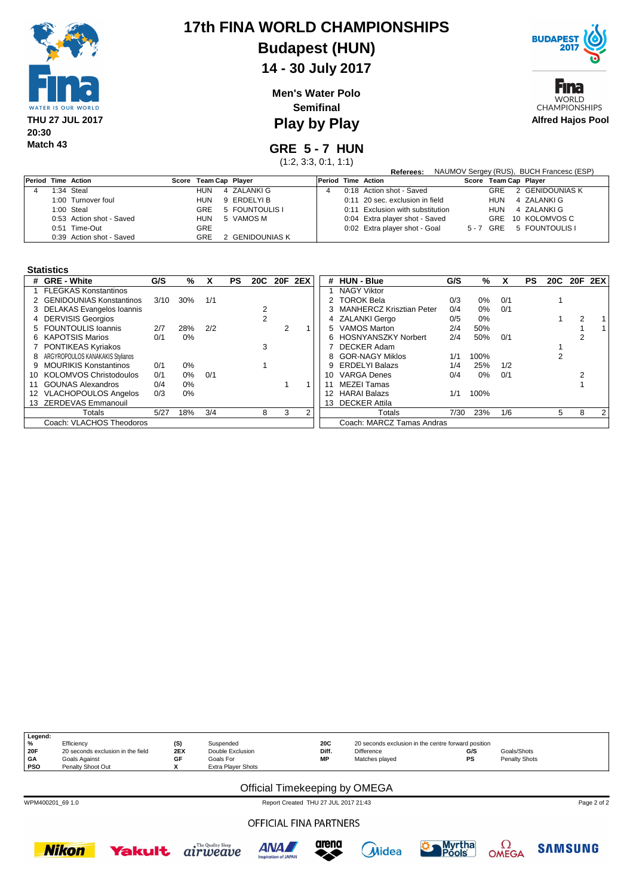# 17th FINA WORLD CHAMPIONSHIPS

## Budapest (HUN)

## 14 - 30 July 2017

THU 27 JUL 2017
20:30
Match 43

**Men's Water Polo**
**Semifinal**
**Play by Play**

Alfred Hajos Pool

## GRE 5 - 7 HUN

(1:2, 3:3, 0:1, 1:1)

**Referees:** NAUMOV Sergey (RUS), BUCH Francesc (ESP)

| Period | Time | Action | Score | Team | Cap | Player |
|---|---|---|---|---|---|---|
| 4 | 1:34 | Steal | | HUN | 4 | ZALANKI G |
| | 1:00 | Turnover foul | | HUN | 9 | ERDELYI B |
| | 1:00 | Steal | | GRE | 5 | FOUNTOULIS I |
| | 0:53 | Action shot - Saved | | HUN | 5 | VAMOS M |
| | 0:51 | Time-Out | | GRE | | |
| | 0:39 | Action shot - Saved | | GRE | 2 | GENIDOUNIAS K |
| 4 | 0:18 | Action shot - Saved | | GRE | 2 | GENIDOUNIAS K |
| | 0:11 | 20 sec. exclusion in field | | HUN | 4 | ZALANKI G |
| | 0:11 | Exclusion with substitution | | HUN | 4 | ZALANKI G |
| | 0:04 | Extra player shot - Saved | | GRE | 10 | KOLOMVOS C |
| | 0:02 | Extra player shot - Goal | 5 - 7 | GRE | 5 | FOUNTOULIS I |

### Statistics

| # | GRE - White | G/S | % | X | PS | 20C | 20F | 2EX |
|---|---|---|---|---|---|---|---|---|
| 1 | FLEGKAS Konstantinos | | | | | | | |
| 2 | GENIDOUNIAS Konstantinos | 3/10 | 30% | 1/1 | | | | |
| 3 | DELAKAS Evangelos Ioannis | | | | | 2 | | |
| 4 | DERVISIS Georgios | | | | | 2 | | |
| 5 | FOUNTOULIS Ioannis | 2/7 | 28% | 2/2 | | | 2 | 1 |
| 6 | KAPOTSIS Marios | 0/1 | 0% | | | | | |
| 7 | PONTIKEAS Kyriakos | | | | | 3 | | |
| 8 | ARGYROPOULOS KANAKAKIS Stylianos | | | | | | | |
| 9 | MOURIKIS Konstantinos | 0/1 | 0% | | | 1 | | |
| 10 | KOLOMVOS Christodoulos | 0/1 | 0% | 0/1 | | | | |
| 11 | GOUNAS Alexandros | 0/4 | 0% | | | | 1 | 1 |
| 12 | VLACHOPOULOS Angelos | 0/3 | 0% | | | | | |
| 13 | ZERDEVAS Emmanouil | | | | | | | |
| | Totals | 5/27 | 18% | 3/4 | | 8 | 3 | 2 |
| | Coach: VLACHOS Theodoros | | | | | | | |

| # | HUN - Blue | G/S | % | X | PS | 20C | 20F | 2EX |
|---|---|---|---|---|---|---|---|---|
| 1 | NAGY Viktor | | | | | | | |
| 2 | TOROK Bela | 0/3 | 0% | 0/1 | | 1 | | |
| 3 | MANHERCZ Krisztian Peter | 0/4 | 0% | 0/1 | | | | |
| 4 | ZALANKI Gergo | 0/5 | 0% | | | 1 | 2 | 1 |
| 5 | VAMOS Marton | 2/4 | 50% | | | | 1 | 1 |
| 6 | HOSNYANSZKY Norbert | 2/4 | 50% | 0/1 | | | 2 | |
| 7 | DECKER Adam | | | | | 1 | | |
| 8 | GOR-NAGY Miklos | 1/1 | 100% | | | 2 | | |
| 9 | ERDELYI Balazs | 1/4 | 25% | 1/2 | | | | |
| 10 | VARGA Denes | 0/4 | 0% | 0/1 | | | 2 | |
| 11 | MEZEI Tamas | | | | | | 1 | |
| 12 | HARAI Balazs | 1/1 | 100% | | | | | |
| 13 | DECKER Attila | | | | | | | |
| | Totals | 7/30 | 23% | 1/6 | | 5 | 8 | 2 |
| | Coach: MARCZ Tamas Andras | | | | | | | |

**Legend:**

| | | | | | | | |
|---|---|---|---|---|---|---|---|
| % | Efficiency | (S) | Suspended | 20C | 20 seconds exclusion in the centre forward position | | |
| 20F | 20 seconds exclusion in the field | 2EX | Double Exclusion | Diff. | Difference | G/S | Goals/Shots |
| GA | Goals Against | GF | Goals For | MP | Matches played | PS | Penalty Shots |
| PSO | Penalty Shoot Out | X | Extra Player Shots | | | | |

Official Timekeeping by OMEGA

WPM400201_69 1.0 Report Created THU 27 JUL 2017 21:43

OFFICIAL FINA PARTNERS